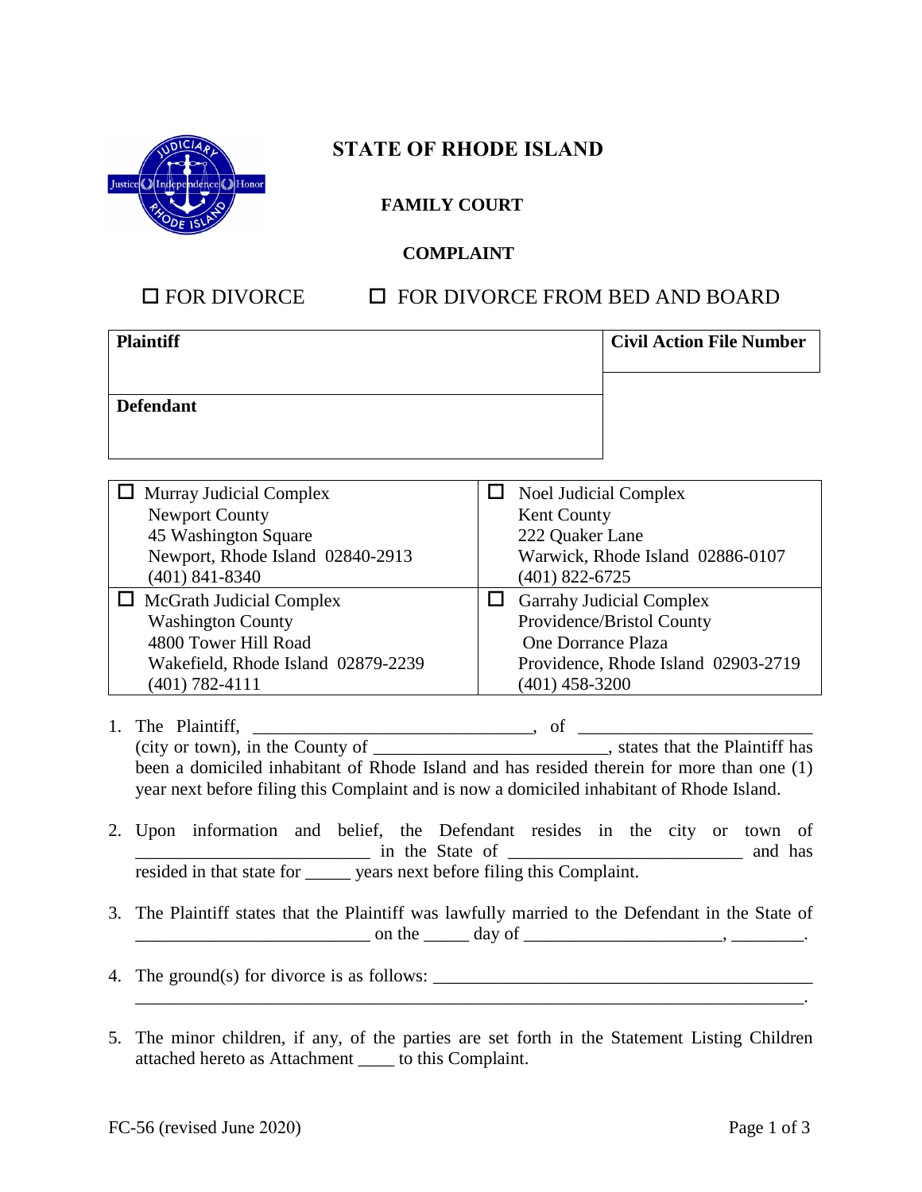# STATE OF RHODE ISLAND

## FAMILY COURT

## COMPLAINT

☐ FOR DIVORCE ☐ FOR DIVORCE FROM BED AND BOARD

| **Plaintiff** | **Civil Action File Number** |
|---|---|
| | |
| **Defendant** | |
| | |

| | |
|---|---|
| ☐ Murray Judicial Complex<br>Newport County<br>45 Washington Square<br>Newport, Rhode Island 02840-2913<br>(401) 841-8340 | ☐ Noel Judicial Complex<br>Kent County<br>222 Quaker Lane<br>Warwick, Rhode Island 02886-0107<br>(401) 822-6725 |
| ☐ McGrath Judicial Complex<br>Washington County<br>4800 Tower Hill Road<br>Wakefield, Rhode Island 02879-2239<br>(401) 782-4111 | ☐ Garrahy Judicial Complex<br>Providence/Bristol County<br>One Dorrance Plaza<br>Providence, Rhode Island 02903-2719<br>(401) 458-3200 |

1. The Plaintiff, ______________________________, of ________________________ (city or town), in the County of ________________________, states that the Plaintiff has been a domiciled inhabitant of Rhode Island and has resided therein for more than one (1) year next before filing this Complaint and is now a domiciled inhabitant of Rhode Island.

2. Upon information and belief, the Defendant resides in the city or town of ________________________ in the State of ________________________ and has resided in that state for _____ years next before filing this Complaint.

3. The Plaintiff states that the Plaintiff was lawfully married to the Defendant in the State of ________________________ on the _____ day of ____________________, ________.

4. The ground(s) for divorce is as follows: ________________________________________ ________________________________________________________________________.

5. The minor children, if any, of the parties are set forth in the Statement Listing Children attached hereto as Attachment ____ to this Complaint.

FC-56 (revised June 2020)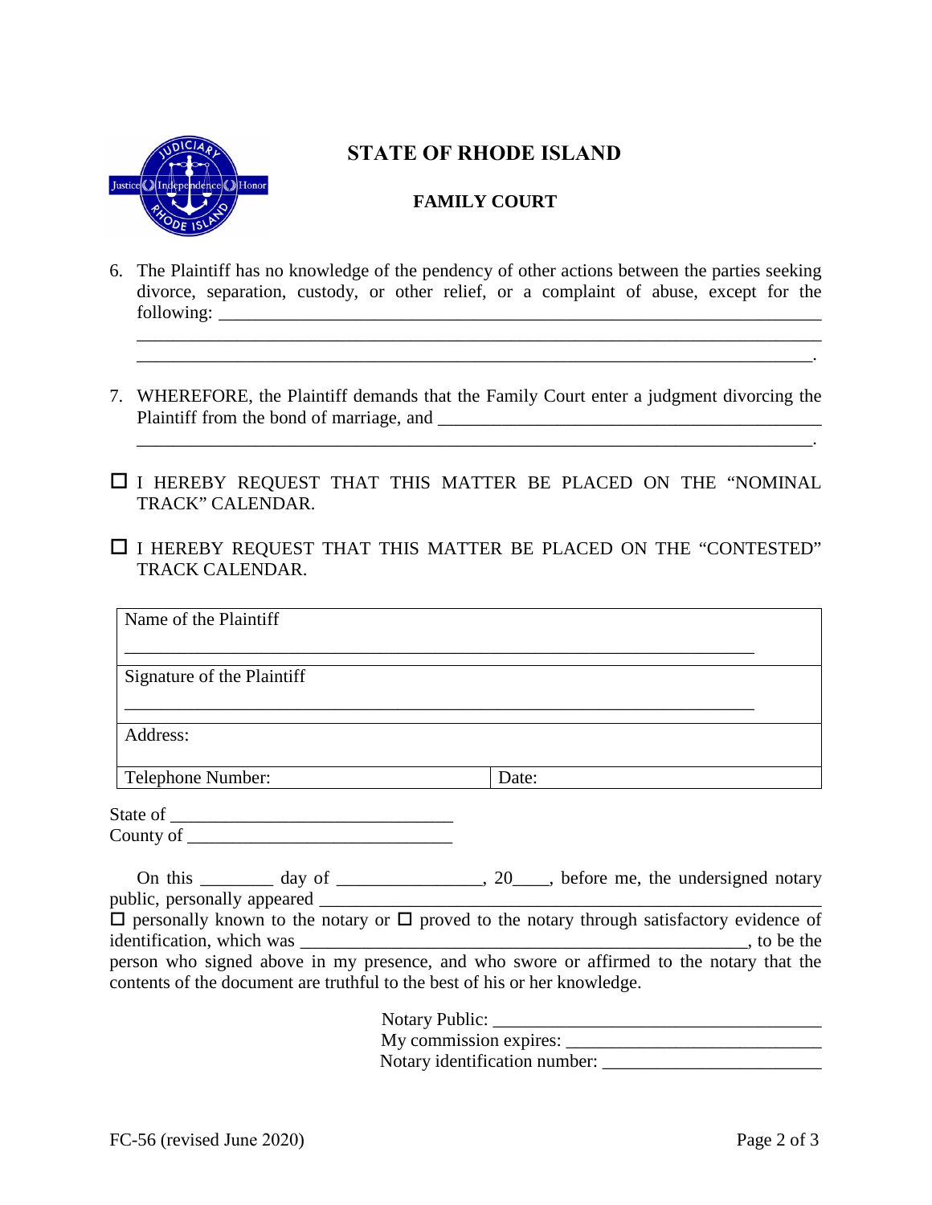# STATE OF RHODE ISLAND

## FAMILY COURT

6. The Plaintiff has no knowledge of the pendency of other actions between the parties seeking divorce, separation, custody, or other relief, or a complaint of abuse, except for the following: ___________________________________________________________________
_____________________________________________________________________________
_____________________________________________________________________________.

7. WHEREFORE, the Plaintiff demands that the Family Court enter a judgment divorcing the Plaintiff from the bond of marriage, and ___________________________________________
_____________________________________________________________________________.

☐ I HEREBY REQUEST THAT THIS MATTER BE PLACED ON THE "NOMINAL TRACK" CALENDAR.

☐ I HEREBY REQUEST THAT THIS MATTER BE PLACED ON THE "CONTESTED" TRACK CALENDAR.

| Name of the Plaintiff<br>_______________________________________________ | |
|---|---|
| Signature of the Plaintiff<br>_______________________________________________ | |
| Address: | |
| Telephone Number: | Date: |

State of ______________________________
County of _____________________________

On this ________ day of ________________, 20____, before me, the undersigned notary public, personally appeared ______________________________________________________
☐ personally known to the notary or ☐ proved to the notary through satisfactory evidence of identification, which was ______________________________________________, to be the person who signed above in my presence, and who swore or affirmed to the notary that the contents of the document are truthful to the best of his or her knowledge.

Notary Public: ____________________________________
My commission expires: ____________________________
Notary identification number: _______________________

FC-56 (revised June 2020)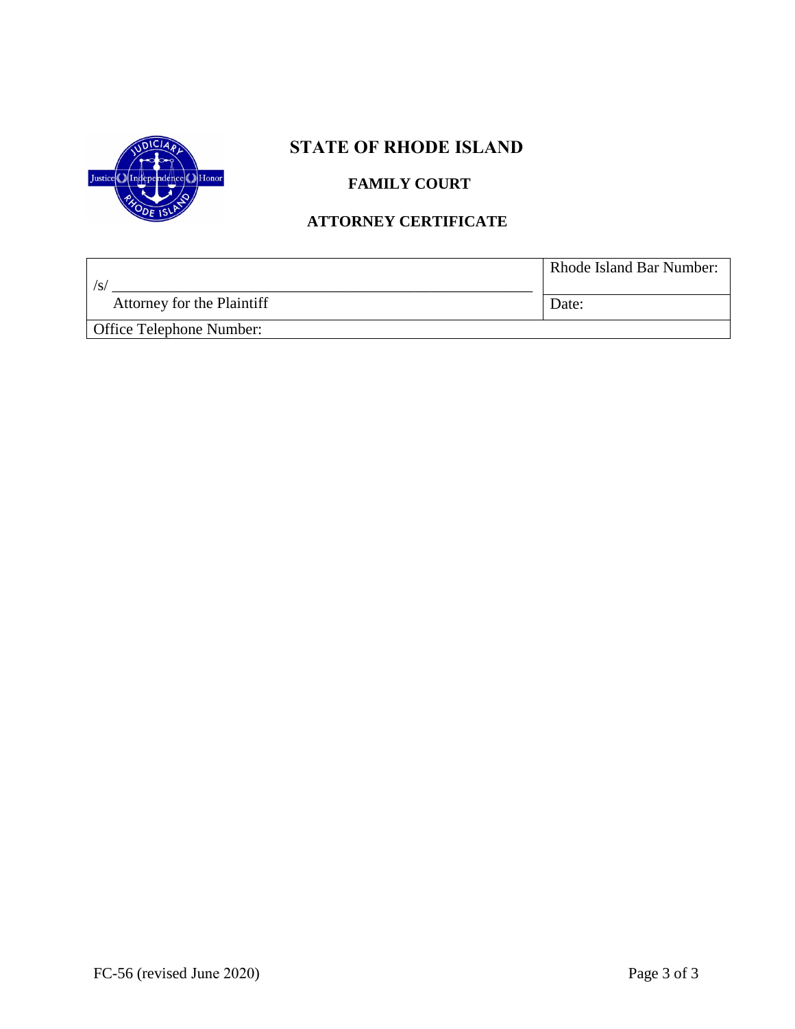# STATE OF RHODE ISLAND

## FAMILY COURT

### ATTORNEY CERTIFICATE

| | |
|---|---|
| /s/ ______________________________________________ Attorney for the Plaintiff | Rhode Island Bar Number: |
| | Date: |
| Office Telephone Number: | |

FC-56 (revised June 2020)